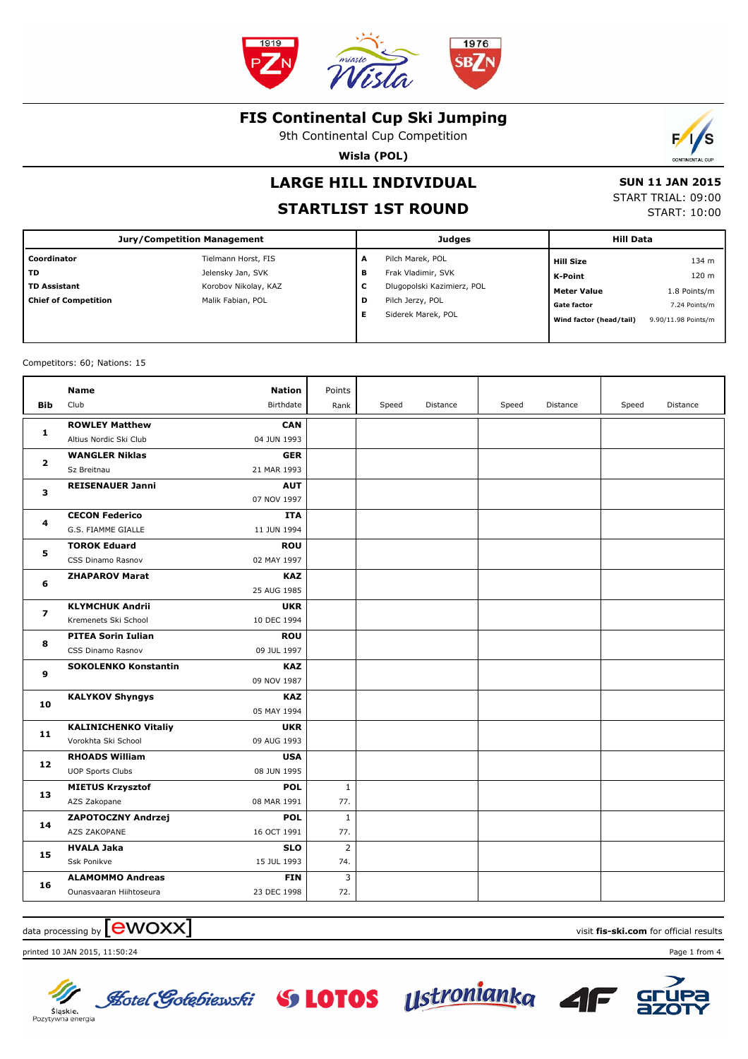# FIS Continental Cup Ski Jumping

9th Continental Cup Competition

**Wisla (POL)**

## LARGE HILL INDIVIDUAL

## STARTLIST 1ST ROUND

**SUN 11 JAN 2015**
START TRIAL: 09:00
START: 10:00

| Jury/Competition Management | | Judges | | Hill Data | |
|---|---|---|---|---|---|
| **Coordinator** | Tielmann Horst, FIS | **A** | Pilch Marek, POL | **Hill Size** | 134 m |
| **TD** | Jelensky Jan, SVK | **B** | Frak Vladimir, SVK | **K-Point** | 120 m |
| **TD Assistant** | Korobov Nikolay, KAZ | **C** | Dlugopolski Kazimierz, POL | **Meter Value** | 1.8 Points/m |
| **Chief of Competition** | Malik Fabian, POL | **D** | Pilch Jerzy, POL | **Gate factor** | 7.24 Points/m |
| | | **E** | Siderek Marek, POL | **Wind factor (head/tail)** | 9.90/11.98 Points/m |

Competitors: 60; Nations: 15

| Bib | Name / Club | Nation / Birthdate | Points / Rank | Speed | Distance | Speed | Distance | Speed | Distance |
|---|---|---|---|---|---|---|---|---|---|
| 1 | **ROWLEY Matthew**<br>Altius Nordic Ski Club | **CAN**<br>04 JUN 1993 | | | | | | | |
| 2 | **WANGLER Niklas**<br>Sz Breitnau | **GER**<br>21 MAR 1993 | | | | | | | |
| 3 | **REISENAUER Janni** | **AUT**<br>07 NOV 1997 | | | | | | | |
| 4 | **CECON Federico**<br>G.S. FIAMME GIALLE | **ITA**<br>11 JUN 1994 | | | | | | | |
| 5 | **TOROK Eduard**<br>CSS Dinamo Rasnov | **ROU**<br>02 MAY 1997 | | | | | | | |
| 6 | **ZHAPAROV Marat** | **KAZ**<br>25 AUG 1985 | | | | | | | |
| 7 | **KLYMCHUK Andrii**<br>Kremenets Ski School | **UKR**<br>10 DEC 1994 | | | | | | | |
| 8 | **PITEA Sorin Iulian**<br>CSS Dinamo Rasnov | **ROU**<br>09 JUL 1997 | | | | | | | |
| 9 | **SOKOLENKO Konstantin** | **KAZ**<br>09 NOV 1987 | | | | | | | |
| 10 | **KALYKOV Shyngys** | **KAZ**<br>05 MAY 1994 | | | | | | | |
| 11 | **KALINICHENKO Vitaliy**<br>Vorokhta Ski School | **UKR**<br>09 AUG 1993 | | | | | | | |
| 12 | **RHOADS William**<br>UOP Sports Clubs | **USA**<br>08 JUN 1995 | | | | | | | |
| 13 | **MIETUS Krzysztof**<br>AZS Zakopane | **POL**<br>08 MAR 1991 | 1<br>77. | | | | | | |
| 14 | **ZAPOTOCZNY Andrzej**<br>AZS ZAKOPANE | **POL**<br>16 OCT 1991 | 1<br>77. | | | | | | |
| 15 | **HVALA Jaka**<br>Ssk Ponikve | **SLO**<br>15 JUL 1993 | 2<br>74. | | | | | | |
| 16 | **ALAMOMMO Andreas**<br>Ounasvaaran Hiihtoseura | **FIN**<br>23 DEC 1998 | 3<br>72. | | | | | | |

data processing by ewoxx — visit **fis-ski.com** for official results

printed 10 JAN 2015, 11:50:24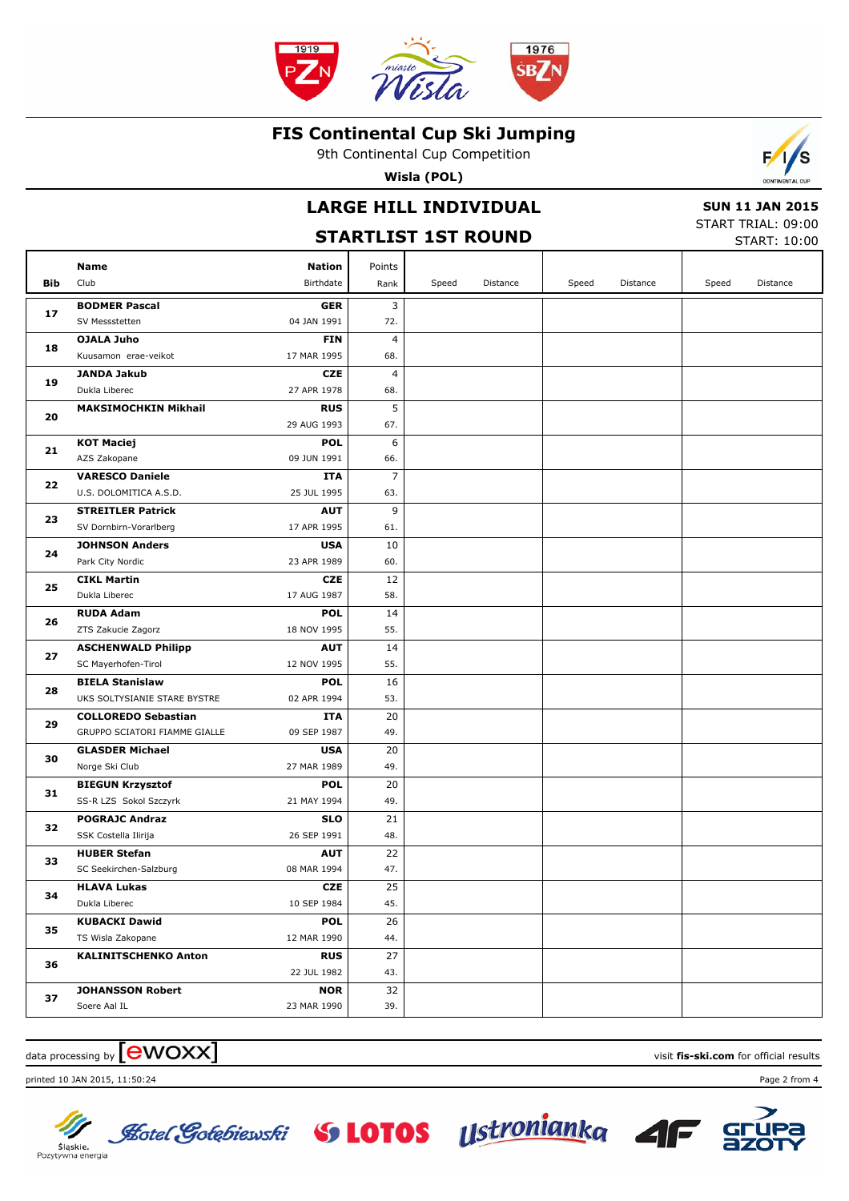# FIS Continental Cup Ski Jumping

9th Continental Cup Competition

**Wisla (POL)**

## LARGE HILL INDIVIDUAL

**SUN 11 JAN 2015**

START TRIAL: 09:00

START: 10:00

## STARTLIST 1ST ROUND

| Bib | Name / Club | Nation / Birthdate | Points / Rank | Speed | Distance | Speed | Distance | Speed | Distance |
|---|---|---|---|---|---|---|---|---|---|
| 17 | **BODMER Pascal**<br>SV Messstetten | **GER**<br>04 JAN 1991 | 3<br>72. | | | | | | |
| 18 | **OJALA Juho**<br>Kuusamon erae-veikot | **FIN**<br>17 MAR 1995 | 4<br>68. | | | | | | |
| 19 | **JANDA Jakub**<br>Dukla Liberec | **CZE**<br>27 APR 1978 | 4<br>68. | | | | | | |
| 20 | **MAKSIMOCHKIN Mikhail** | **RUS**<br>29 AUG 1993 | 5<br>67. | | | | | | |
| 21 | **KOT Maciej**<br>AZS Zakopane | **POL**<br>09 JUN 1991 | 6<br>66. | | | | | | |
| 22 | **VARESCO Daniele**<br>U.S. DOLOMITICA A.S.D. | **ITA**<br>25 JUL 1995 | 7<br>63. | | | | | | |
| 23 | **STREITLER Patrick**<br>SV Dornbirn-Vorarlberg | **AUT**<br>17 APR 1995 | 9<br>61. | | | | | | |
| 24 | **JOHNSON Anders**<br>Park City Nordic | **USA**<br>23 APR 1989 | 10<br>60. | | | | | | |
| 25 | **CIKL Martin**<br>Dukla Liberec | **CZE**<br>17 AUG 1987 | 12<br>58. | | | | | | |
| 26 | **RUDA Adam**<br>ZTS Zakucie Zagorz | **POL**<br>18 NOV 1995 | 14<br>55. | | | | | | |
| 27 | **ASCHENWALD Philipp**<br>SC Mayerhofen-Tirol | **AUT**<br>12 NOV 1995 | 14<br>55. | | | | | | |
| 28 | **BIELA Stanislaw**<br>UKS SOLTYSIANIE STARE BYSTRE | **POL**<br>02 APR 1994 | 16<br>53. | | | | | | |
| 29 | **COLLOREDO Sebastian**<br>GRUPPO SCIATORI FIAMME GIALLE | **ITA**<br>09 SEP 1987 | 20<br>49. | | | | | | |
| 30 | **GLASDER Michael**<br>Norge Ski Club | **USA**<br>27 MAR 1989 | 20<br>49. | | | | | | |
| 31 | **BIEGUN Krzysztof**<br>SS-R LZS Sokol Szczyrk | **POL**<br>21 MAY 1994 | 20<br>49. | | | | | | |
| 32 | **POGRAJC Andraz**<br>SSK Costella Ilirija | **SLO**<br>26 SEP 1991 | 21<br>48. | | | | | | |
| 33 | **HUBER Stefan**<br>SC Seekirchen-Salzburg | **AUT**<br>08 MAR 1994 | 22<br>47. | | | | | | |
| 34 | **HLAVA Lukas**<br>Dukla Liberec | **CZE**<br>10 SEP 1984 | 25<br>45. | | | | | | |
| 35 | **KUBACKI Dawid**<br>TS Wisla Zakopane | **POL**<br>12 MAR 1990 | 26<br>44. | | | | | | |
| 36 | **KALINITSCHENKO Anton** | **RUS**<br>22 JUL 1982 | 27<br>43. | | | | | | |
| 37 | **JOHANSSON Robert**<br>Soere Aal IL | **NOR**<br>23 MAR 1990 | 32<br>39. | | | | | | |

data processing by ewoxx — visit **fis-ski.com** for official results

printed 10 JAN 2015, 11:50:24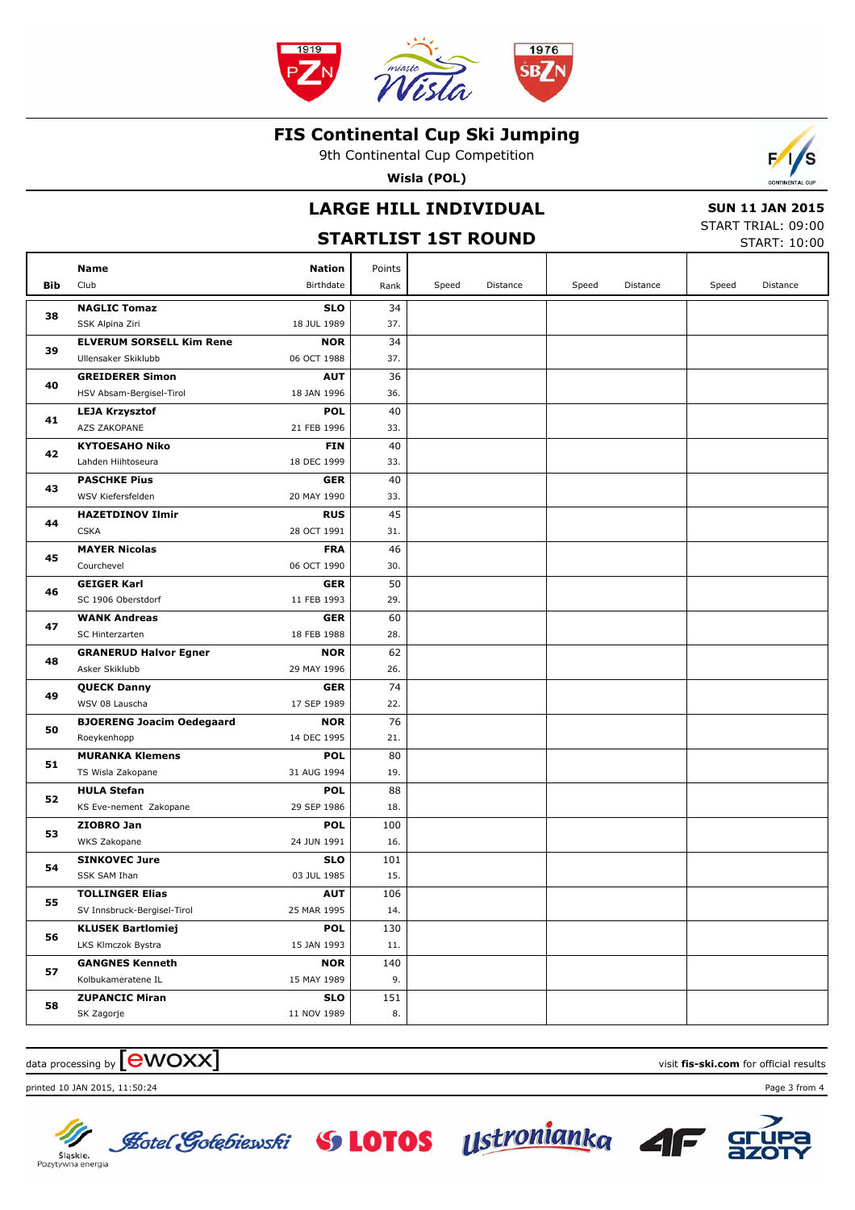# FIS Continental Cup Ski Jumping

9th Continental Cup Competition

**Wisla (POL)**

## LARGE HILL INDIVIDUAL

## STARTLIST 1ST ROUND

**SUN 11 JAN 2015**
START TRIAL: 09:00
START: 10:00

| Bib | Name / Club | Nation / Birthdate | Points / Rank | Speed | Distance | Speed | Distance | Speed | Distance |
|---|---|---|---|---|---|---|---|---|---|
| 38 | **NAGLIC Tomaz** SSK Alpina Ziri | **SLO** 18 JUL 1989 | 34 37. | | | | | | |
| 39 | **ELVERUM SORSELL Kim Rene** Ullensaker Skiklubb | **NOR** 06 OCT 1988 | 34 37. | | | | | | |
| 40 | **GREIDERER Simon** HSV Absam-Bergisel-Tirol | **AUT** 18 JAN 1996 | 36 36. | | | | | | |
| 41 | **LEJA Krzysztof** AZS ZAKOPANE | **POL** 21 FEB 1996 | 40 33. | | | | | | |
| 42 | **KYTOESAHO Niko** Lahden Hiihtoseura | **FIN** 18 DEC 1999 | 40 33. | | | | | | |
| 43 | **PASCHKE Pius** WSV Kiefersfelden | **GER** 20 MAY 1990 | 40 33. | | | | | | |
| 44 | **HAZETDINOV Ilmir** CSKA | **RUS** 28 OCT 1991 | 45 31. | | | | | | |
| 45 | **MAYER Nicolas** Courchevel | **FRA** 06 OCT 1990 | 46 30. | | | | | | |
| 46 | **GEIGER Karl** SC 1906 Oberstdorf | **GER** 11 FEB 1993 | 50 29. | | | | | | |
| 47 | **WANK Andreas** SC Hinterzarten | **GER** 18 FEB 1988 | 60 28. | | | | | | |
| 48 | **GRANERUD Halvor Egner** Asker Skiklubb | **NOR** 29 MAY 1996 | 62 26. | | | | | | |
| 49 | **QUECK Danny** WSV 08 Lauscha | **GER** 17 SEP 1989 | 74 22. | | | | | | |
| 50 | **BJOERENG Joacim Oedegaard** Roeykenhopp | **NOR** 14 DEC 1995 | 76 21. | | | | | | |
| 51 | **MURANKA Klemens** TS Wisla Zakopane | **POL** 31 AUG 1994 | 80 19. | | | | | | |
| 52 | **HULA Stefan** KS Eve-nement Zakopane | **POL** 29 SEP 1986 | 88 18. | | | | | | |
| 53 | **ZIOBRO Jan** WKS Zakopane | **POL** 24 JUN 1991 | 100 16. | | | | | | |
| 54 | **SINKOVEC Jure** SSK SAM Ihan | **SLO** 03 JUL 1985 | 101 15. | | | | | | |
| 55 | **TOLLINGER Elias** SV Innsbruck-Bergisel-Tirol | **AUT** 25 MAR 1995 | 106 14. | | | | | | |
| 56 | **KLUSEK Bartlomiej** LKS Klmczok Bystra | **POL** 15 JAN 1993 | 130 11. | | | | | | |
| 57 | **GANGNES Kenneth** Kolbukameratene IL | **NOR** 15 MAY 1989 | 140 9. | | | | | | |
| 58 | **ZUPANCIC Miran** SK Zagorje | **SLO** 11 NOV 1989 | 151 8. | | | | | | |

data processing by ewoxx — visit **fis-ski.com** for official results

printed 10 JAN 2015, 11:50:24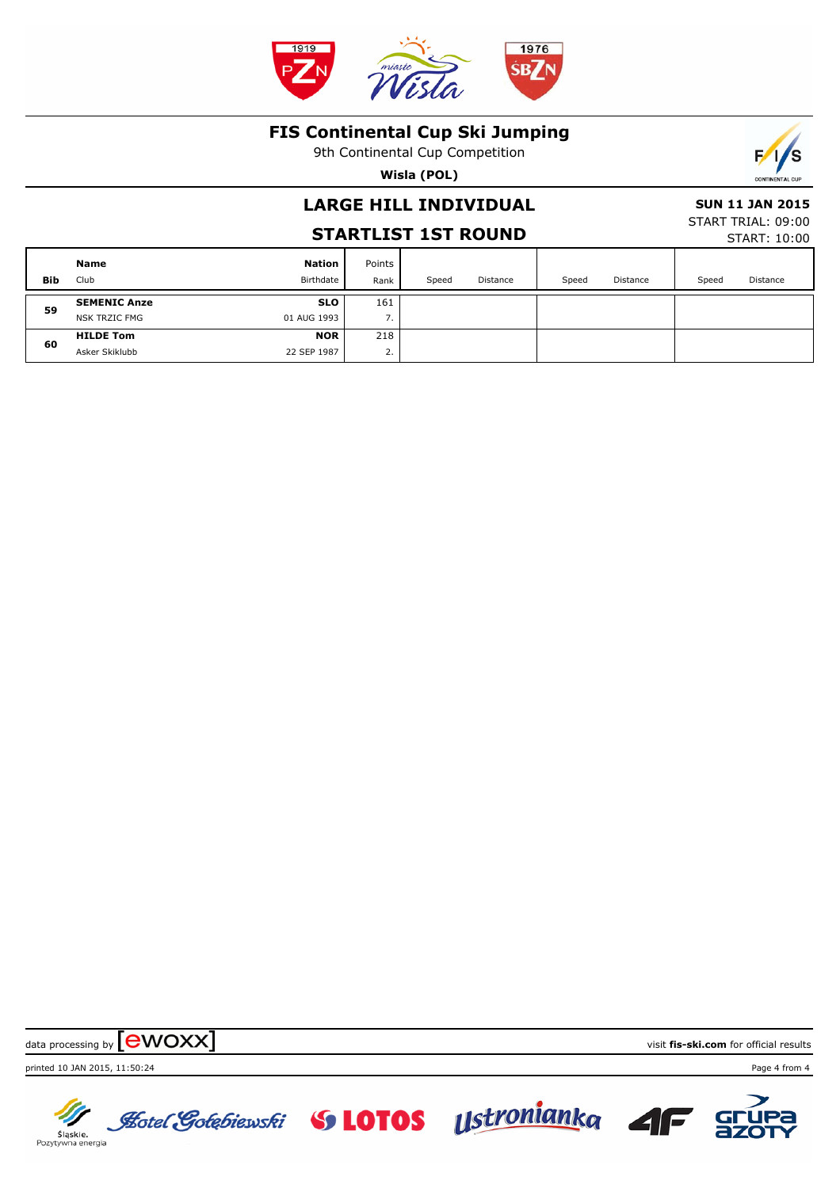# FIS Continental Cup Ski Jumping

9th Continental Cup Competition

**Wisla (POL)**

## LARGE HILL INDIVIDUAL

## STARTLIST 1ST ROUND

**SUN 11 JAN 2015**
START TRIAL: 09:00
START: 10:00

| Bib | Name / Club | Nation / Birthdate | Points / Rank | Speed | Distance | Speed | Distance | Speed | Distance |
|---|---|---|---|---|---|---|---|---|---|
| 59 | **SEMENIC Anze**<br>NSK TRZIC FMG | **SLO**<br>01 AUG 1993 | 161<br>7. | | | | | | |
| 60 | **HILDE Tom**<br>Asker Skiklubb | **NOR**<br>22 SEP 1987 | 218<br>2. | | | | | | |

data processing by [ewoxx]

visit **fis-ski.com** for official results

printed 10 JAN 2015, 11:50:24